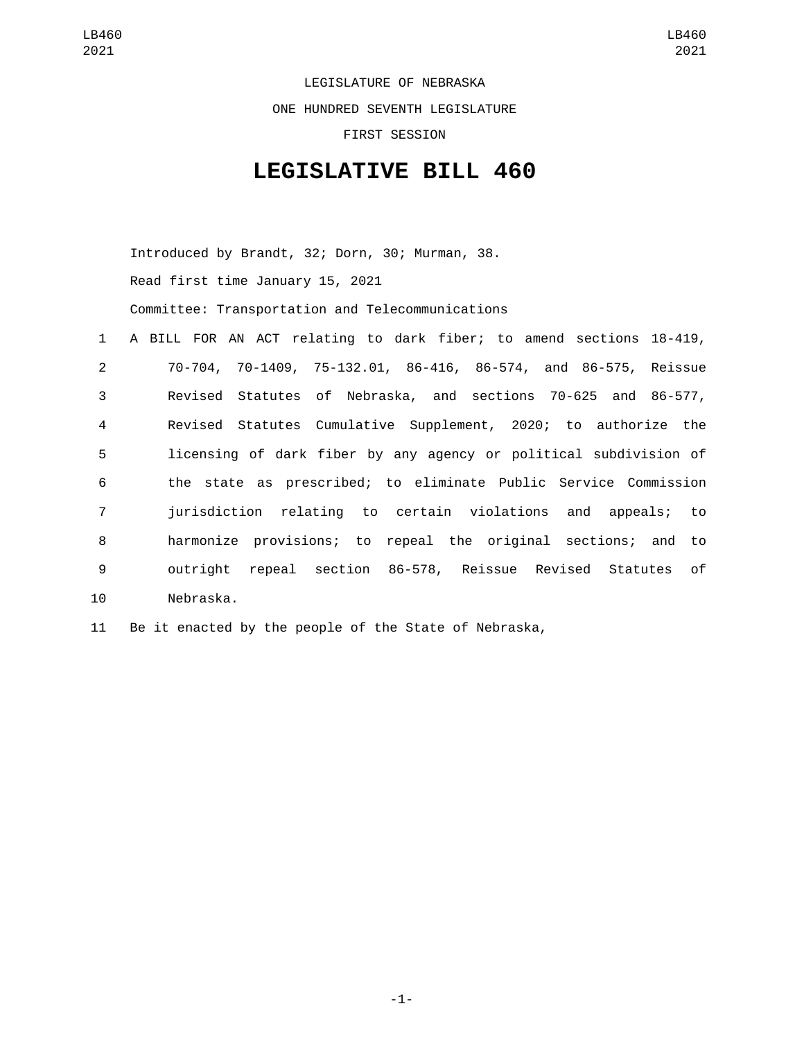LEGISLATURE OF NEBRASKA

ONE HUNDRED SEVENTH LEGISLATURE

FIRST SESSION

# LEGISLATIVE BILL 460

Introduced by Brandt, 32; Dorn, 30; Murman, 38.

Read first time January 15, 2021

Committee: Transportation and Telecommunications

A BILL FOR AN ACT relating to dark fiber; to amend sections 18-419, 70-704, 70-1409, 75-132.01, 86-416, 86-574, and 86-575, Reissue Revised Statutes of Nebraska, and sections 70-625 and 86-577, Revised Statutes Cumulative Supplement, 2020; to authorize the licensing of dark fiber by any agency or political subdivision of the state as prescribed; to eliminate Public Service Commission jurisdiction relating to certain violations and appeals; to harmonize provisions; to repeal the original sections; and to outright repeal section 86-578, Reissue Revised Statutes of Nebraska.

Be it enacted by the people of the State of Nebraska,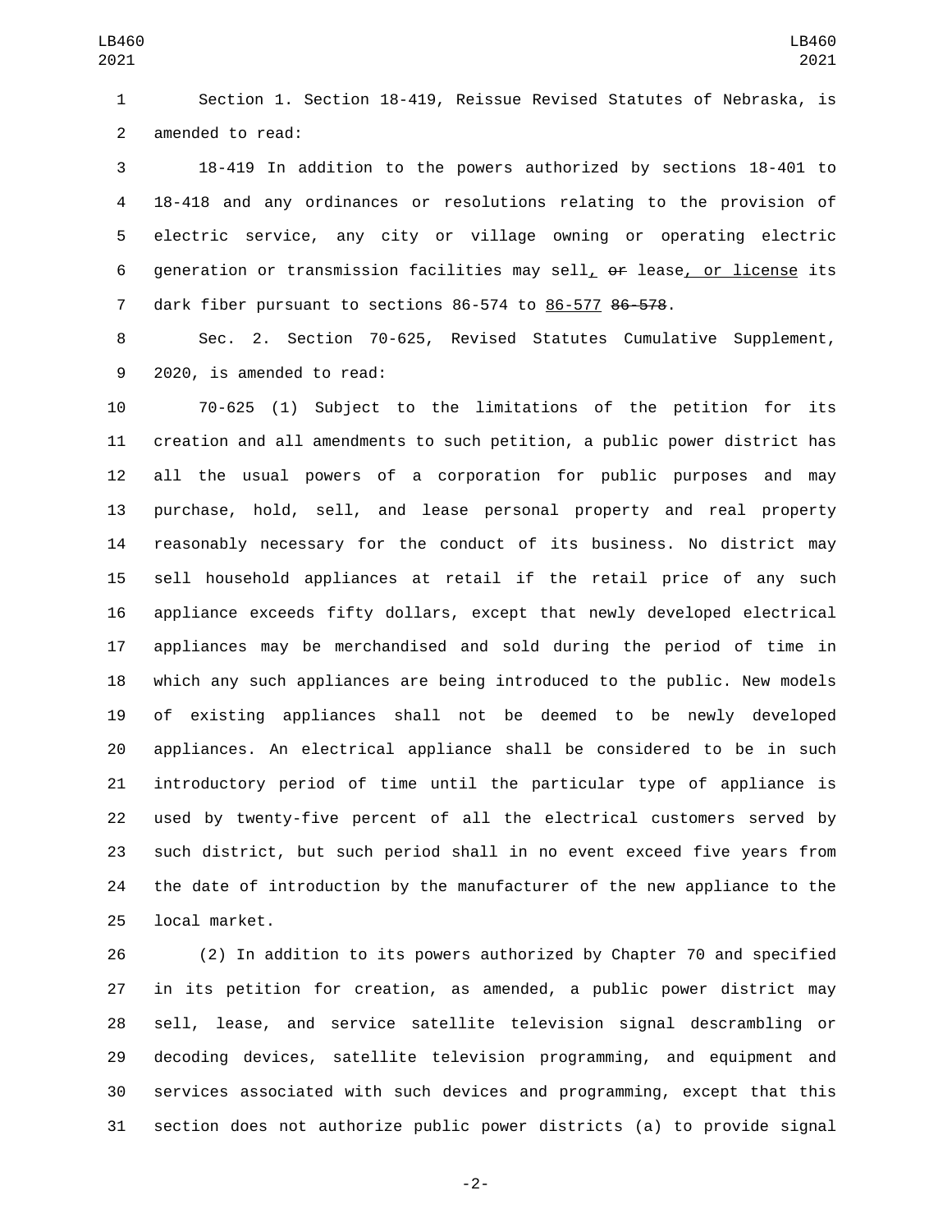Section 1. Section 18-419, Reissue Revised Statutes of Nebraska, is amended to read:

18-419 In addition to the powers authorized by sections 18-401 to 18-418 and any ordinances or resolutions relating to the provision of electric service, any city or village owning or operating electric generation or transmission facilities may sell<u>,</u> ~~or~~ lease<u>, or license</u> its dark fiber pursuant to sections 86-574 to <u>86-577</u> ~~86-578~~.

Sec. 2. Section 70-625, Revised Statutes Cumulative Supplement, 2020, is amended to read:

70-625 (1) Subject to the limitations of the petition for its creation and all amendments to such petition, a public power district has all the usual powers of a corporation for public purposes and may purchase, hold, sell, and lease personal property and real property reasonably necessary for the conduct of its business. No district may sell household appliances at retail if the retail price of any such appliance exceeds fifty dollars, except that newly developed electrical appliances may be merchandised and sold during the period of time in which any such appliances are being introduced to the public. New models of existing appliances shall not be deemed to be newly developed appliances. An electrical appliance shall be considered to be in such introductory period of time until the particular type of appliance is used by twenty-five percent of all the electrical customers served by such district, but such period shall in no event exceed five years from the date of introduction by the manufacturer of the new appliance to the local market.

(2) In addition to its powers authorized by Chapter 70 and specified in its petition for creation, as amended, a public power district may sell, lease, and service satellite television signal descrambling or decoding devices, satellite television programming, and equipment and services associated with such devices and programming, except that this section does not authorize public power districts (a) to provide signal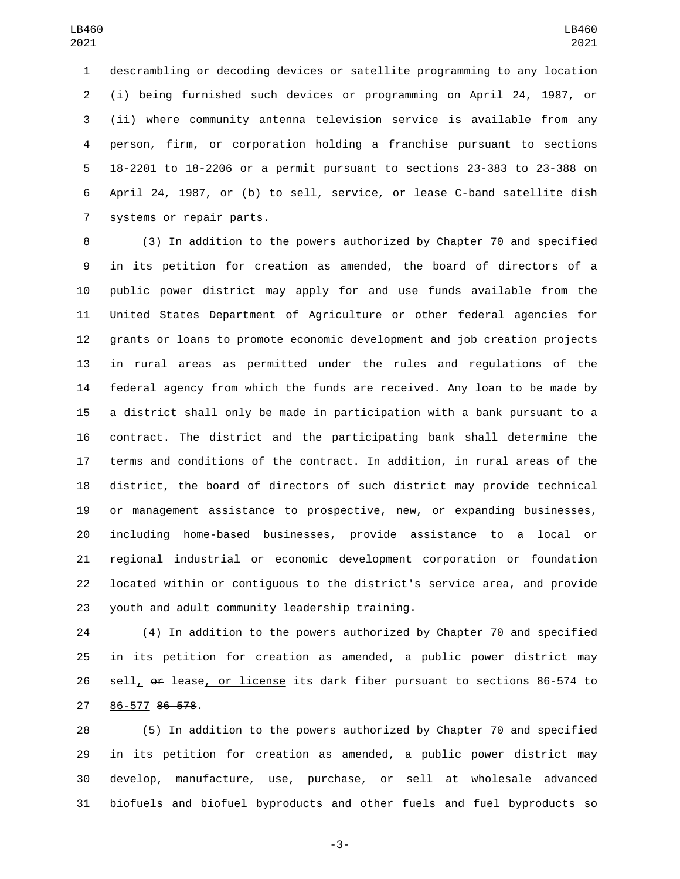descrambling or decoding devices or satellite programming to any location (i) being furnished such devices or programming on April 24, 1987, or (ii) where community antenna television service is available from any person, firm, or corporation holding a franchise pursuant to sections 18-2201 to 18-2206 or a permit pursuant to sections 23-383 to 23-388 on April 24, 1987, or (b) to sell, service, or lease C-band satellite dish systems or repair parts.

(3) In addition to the powers authorized by Chapter 70 and specified in its petition for creation as amended, the board of directors of a public power district may apply for and use funds available from the United States Department of Agriculture or other federal agencies for grants or loans to promote economic development and job creation projects in rural areas as permitted under the rules and regulations of the federal agency from which the funds are received. Any loan to be made by a district shall only be made in participation with a bank pursuant to a contract. The district and the participating bank shall determine the terms and conditions of the contract. In addition, in rural areas of the district, the board of directors of such district may provide technical or management assistance to prospective, new, or expanding businesses, including home-based businesses, provide assistance to a local or regional industrial or economic development corporation or foundation located within or contiguous to the district's service area, and provide youth and adult community leadership training.

(4) In addition to the powers authorized by Chapter 70 and specified in its petition for creation as amended, a public power district may sell, ~~or~~ lease, or license its dark fiber pursuant to sections 86-574 to 86-577 ~~86-578~~.

(5) In addition to the powers authorized by Chapter 70 and specified in its petition for creation as amended, a public power district may develop, manufacture, use, purchase, or sell at wholesale advanced biofuels and biofuel byproducts and other fuels and fuel byproducts so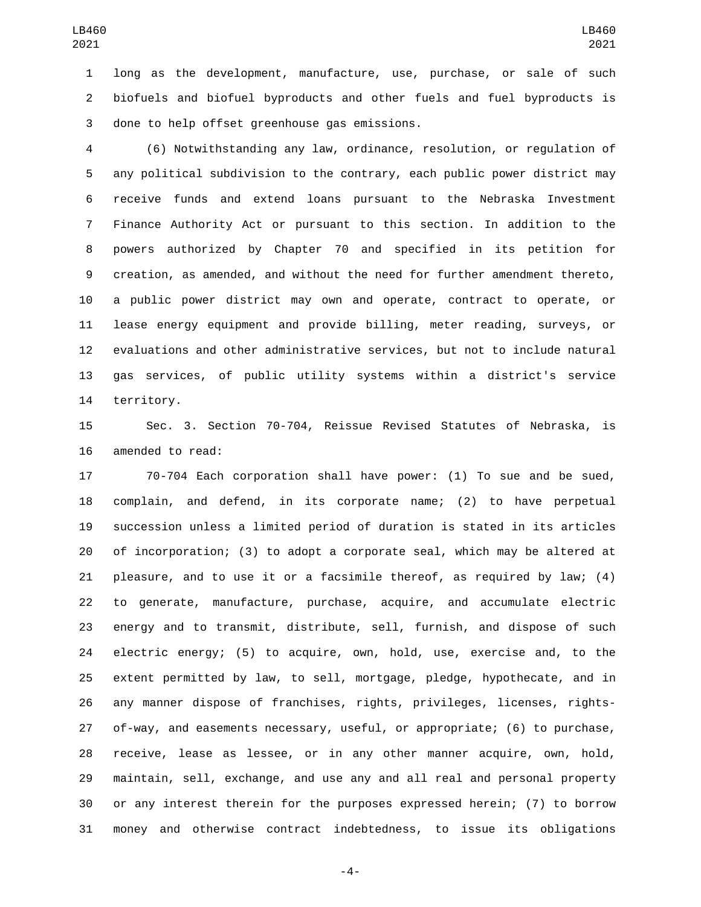long as the development, manufacture, use, purchase, or sale of such biofuels and biofuel byproducts and other fuels and fuel byproducts is done to help offset greenhouse gas emissions.

(6) Notwithstanding any law, ordinance, resolution, or regulation of any political subdivision to the contrary, each public power district may receive funds and extend loans pursuant to the Nebraska Investment Finance Authority Act or pursuant to this section. In addition to the powers authorized by Chapter 70 and specified in its petition for creation, as amended, and without the need for further amendment thereto, a public power district may own and operate, contract to operate, or lease energy equipment and provide billing, meter reading, surveys, or evaluations and other administrative services, but not to include natural gas services, of public utility systems within a district's service territory.

Sec. 3. Section 70-704, Reissue Revised Statutes of Nebraska, is amended to read:

70-704 Each corporation shall have power: (1) To sue and be sued, complain, and defend, in its corporate name; (2) to have perpetual succession unless a limited period of duration is stated in its articles of incorporation; (3) to adopt a corporate seal, which may be altered at pleasure, and to use it or a facsimile thereof, as required by law; (4) to generate, manufacture, purchase, acquire, and accumulate electric energy and to transmit, distribute, sell, furnish, and dispose of such electric energy; (5) to acquire, own, hold, use, exercise and, to the extent permitted by law, to sell, mortgage, pledge, hypothecate, and in any manner dispose of franchises, rights, privileges, licenses, rights-of-way, and easements necessary, useful, or appropriate; (6) to purchase, receive, lease as lessee, or in any other manner acquire, own, hold, maintain, sell, exchange, and use any and all real and personal property or any interest therein for the purposes expressed herein; (7) to borrow money and otherwise contract indebtedness, to issue its obligations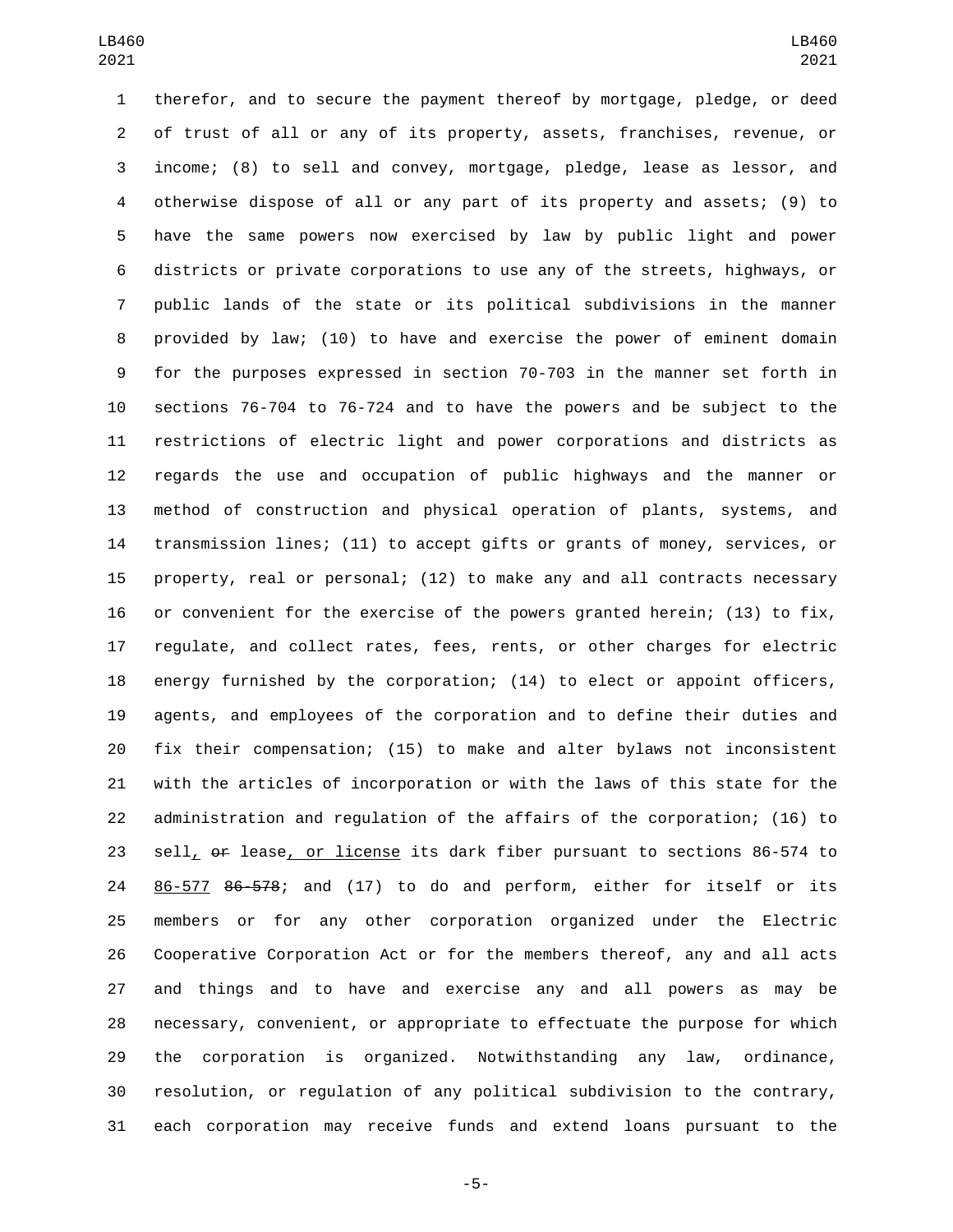therefor, and to secure the payment thereof by mortgage, pledge, or deed of trust of all or any of its property, assets, franchises, revenue, or income; (8) to sell and convey, mortgage, pledge, lease as lessor, and otherwise dispose of all or any part of its property and assets; (9) to have the same powers now exercised by law by public light and power districts or private corporations to use any of the streets, highways, or public lands of the state or its political subdivisions in the manner provided by law; (10) to have and exercise the power of eminent domain for the purposes expressed in section 70-703 in the manner set forth in sections 76-704 to 76-724 and to have the powers and be subject to the restrictions of electric light and power corporations and districts as regards the use and occupation of public highways and the manner or method of construction and physical operation of plants, systems, and transmission lines; (11) to accept gifts or grants of money, services, or property, real or personal; (12) to make any and all contracts necessary or convenient for the exercise of the powers granted herein; (13) to fix, regulate, and collect rates, fees, rents, or other charges for electric energy furnished by the corporation; (14) to elect or appoint officers, agents, and employees of the corporation and to define their duties and fix their compensation; (15) to make and alter bylaws not inconsistent with the articles of incorporation or with the laws of this state for the administration and regulation of the affairs of the corporation; (16) to sell, ~~or~~ lease, or license its dark fiber pursuant to sections 86-574 to 86-577 ~~86-578~~; and (17) to do and perform, either for itself or its members or for any other corporation organized under the Electric Cooperative Corporation Act or for the members thereof, any and all acts and things and to have and exercise any and all powers as may be necessary, convenient, or appropriate to effectuate the purpose for which the corporation is organized. Notwithstanding any law, ordinance, resolution, or regulation of any political subdivision to the contrary, each corporation may receive funds and extend loans pursuant to the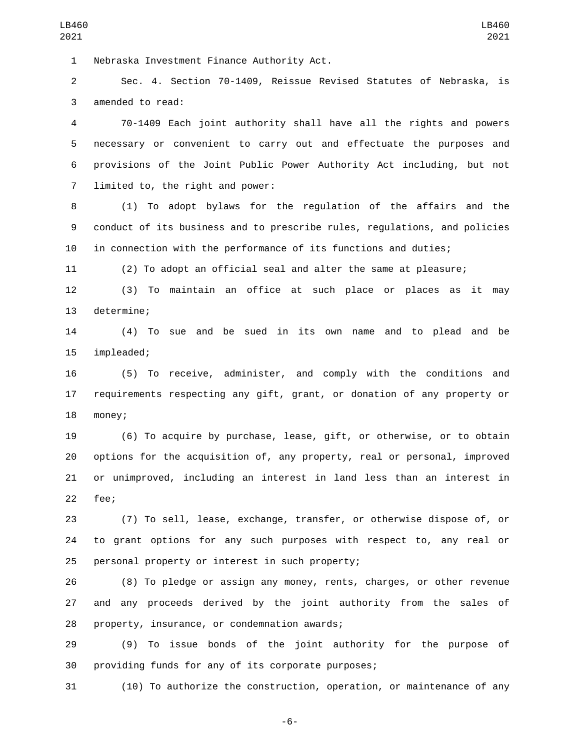Nebraska Investment Finance Authority Act.

Sec. 4. Section 70-1409, Reissue Revised Statutes of Nebraska, is amended to read:

70-1409 Each joint authority shall have all the rights and powers necessary or convenient to carry out and effectuate the purposes and provisions of the Joint Public Power Authority Act including, but not limited to, the right and power:

(1) To adopt bylaws for the regulation of the affairs and the conduct of its business and to prescribe rules, regulations, and policies in connection with the performance of its functions and duties;

(2) To adopt an official seal and alter the same at pleasure;

(3) To maintain an office at such place or places as it may determine;

(4) To sue and be sued in its own name and to plead and be impleaded;

(5) To receive, administer, and comply with the conditions and requirements respecting any gift, grant, or donation of any property or money;

(6) To acquire by purchase, lease, gift, or otherwise, or to obtain options for the acquisition of, any property, real or personal, improved or unimproved, including an interest in land less than an interest in fee;

(7) To sell, lease, exchange, transfer, or otherwise dispose of, or to grant options for any such purposes with respect to, any real or personal property or interest in such property;

(8) To pledge or assign any money, rents, charges, or other revenue and any proceeds derived by the joint authority from the sales of property, insurance, or condemnation awards;

(9) To issue bonds of the joint authority for the purpose of providing funds for any of its corporate purposes;

(10) To authorize the construction, operation, or maintenance of any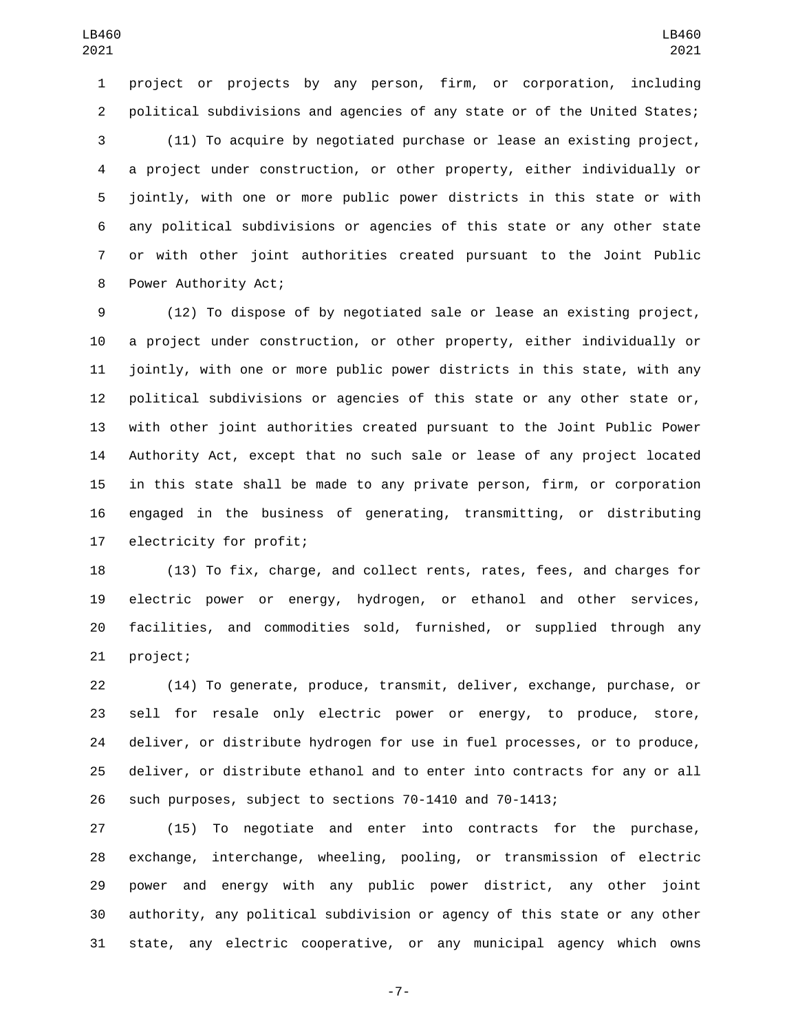project or projects by any person, firm, or corporation, including political subdivisions and agencies of any state or of the United States;

(11) To acquire by negotiated purchase or lease an existing project, a project under construction, or other property, either individually or jointly, with one or more public power districts in this state or with any political subdivisions or agencies of this state or any other state or with other joint authorities created pursuant to the Joint Public Power Authority Act;

(12) To dispose of by negotiated sale or lease an existing project, a project under construction, or other property, either individually or jointly, with one or more public power districts in this state, with any political subdivisions or agencies of this state or any other state or, with other joint authorities created pursuant to the Joint Public Power Authority Act, except that no such sale or lease of any project located in this state shall be made to any private person, firm, or corporation engaged in the business of generating, transmitting, or distributing electricity for profit;

(13) To fix, charge, and collect rents, rates, fees, and charges for electric power or energy, hydrogen, or ethanol and other services, facilities, and commodities sold, furnished, or supplied through any project;

(14) To generate, produce, transmit, deliver, exchange, purchase, or sell for resale only electric power or energy, to produce, store, deliver, or distribute hydrogen for use in fuel processes, or to produce, deliver, or distribute ethanol and to enter into contracts for any or all such purposes, subject to sections 70-1410 and 70-1413;

(15) To negotiate and enter into contracts for the purchase, exchange, interchange, wheeling, pooling, or transmission of electric power and energy with any public power district, any other joint authority, any political subdivision or agency of this state or any other state, any electric cooperative, or any municipal agency which owns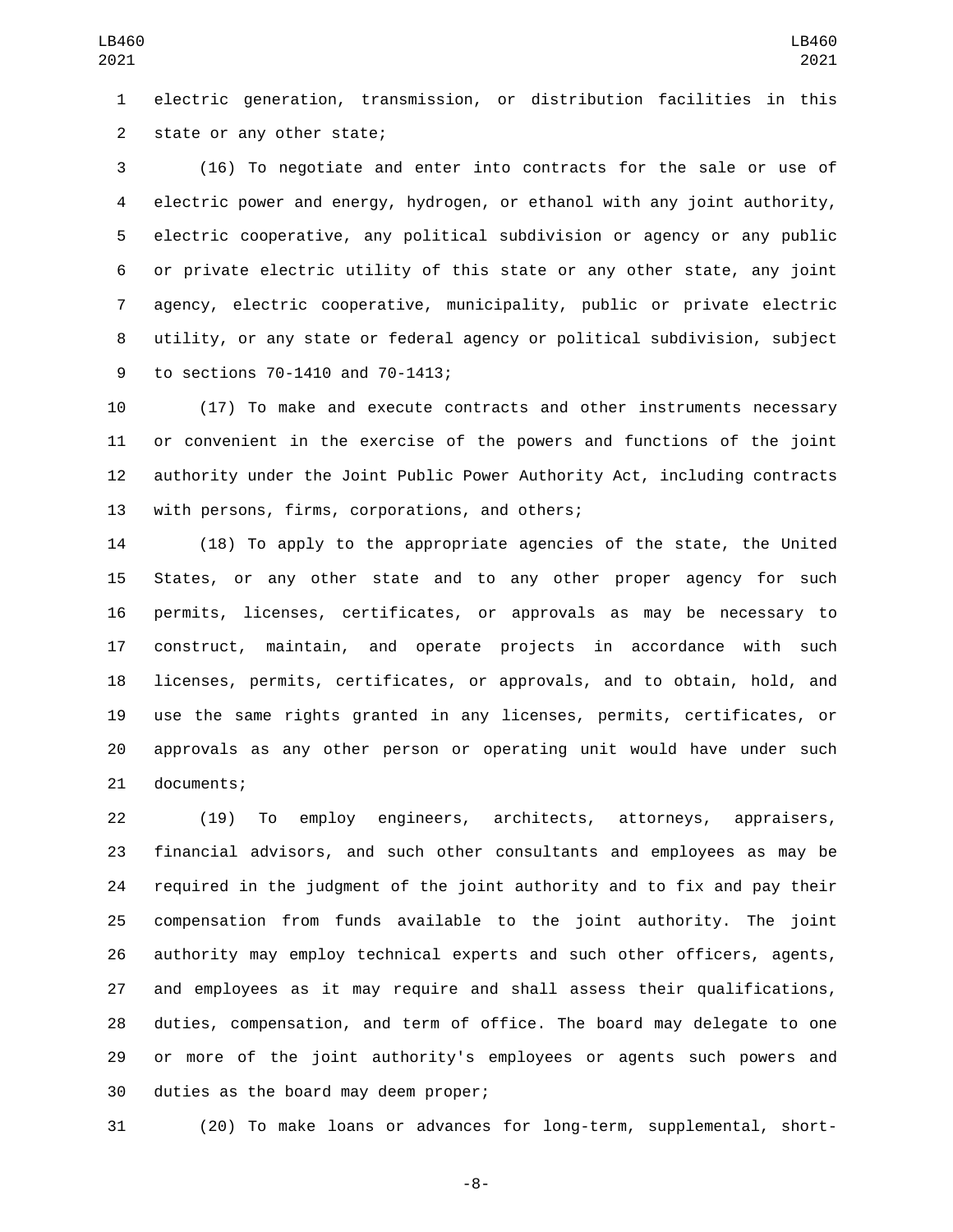electric generation, transmission, or distribution facilities in this state or any other state;

(16) To negotiate and enter into contracts for the sale or use of electric power and energy, hydrogen, or ethanol with any joint authority, electric cooperative, any political subdivision or agency or any public or private electric utility of this state or any other state, any joint agency, electric cooperative, municipality, public or private electric utility, or any state or federal agency or political subdivision, subject to sections 70-1410 and 70-1413;

(17) To make and execute contracts and other instruments necessary or convenient in the exercise of the powers and functions of the joint authority under the Joint Public Power Authority Act, including contracts with persons, firms, corporations, and others;

(18) To apply to the appropriate agencies of the state, the United States, or any other state and to any other proper agency for such permits, licenses, certificates, or approvals as may be necessary to construct, maintain, and operate projects in accordance with such licenses, permits, certificates, or approvals, and to obtain, hold, and use the same rights granted in any licenses, permits, certificates, or approvals as any other person or operating unit would have under such documents;

(19) To employ engineers, architects, attorneys, appraisers, financial advisors, and such other consultants and employees as may be required in the judgment of the joint authority and to fix and pay their compensation from funds available to the joint authority. The joint authority may employ technical experts and such other officers, agents, and employees as it may require and shall assess their qualifications, duties, compensation, and term of office. The board may delegate to one or more of the joint authority's employees or agents such powers and duties as the board may deem proper;

(20) To make loans or advances for long-term, supplemental, short-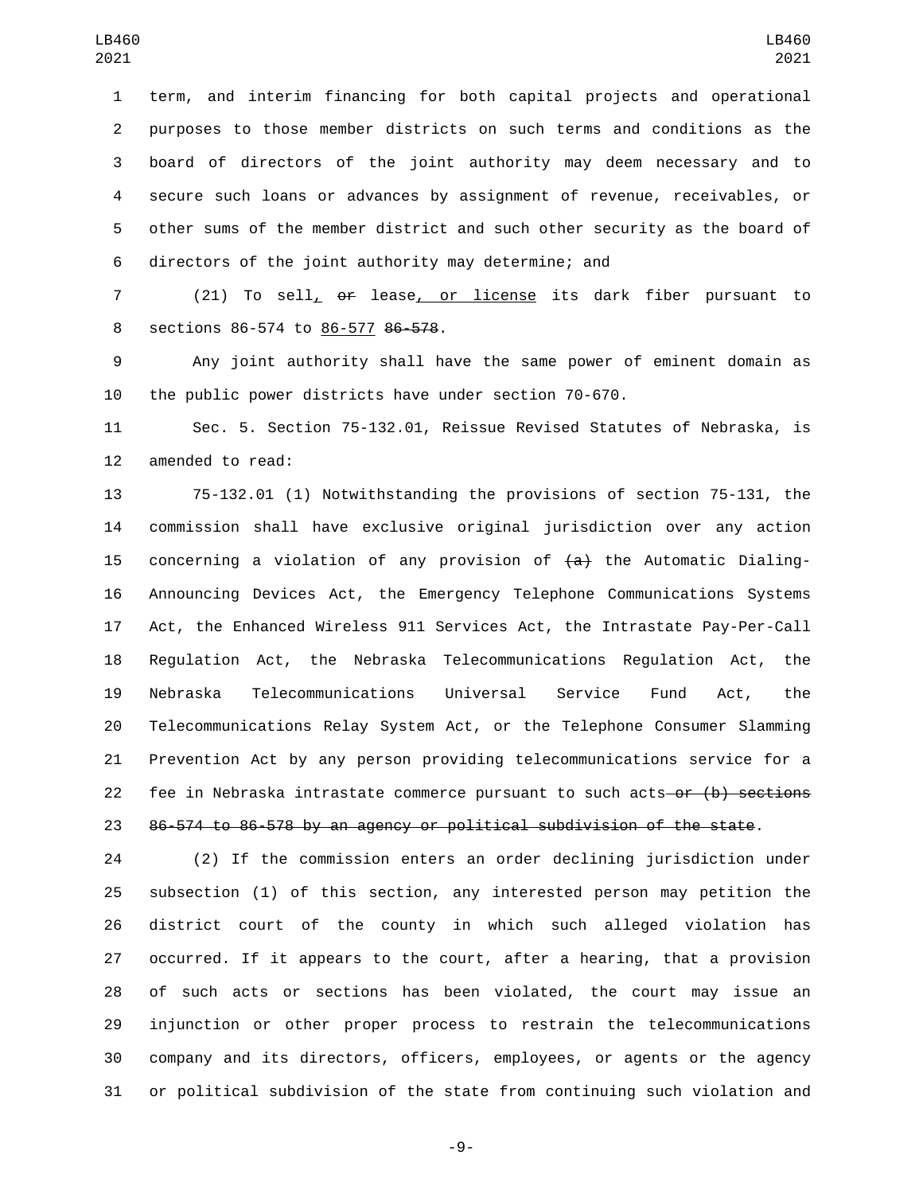term, and interim financing for both capital projects and operational purposes to those member districts on such terms and conditions as the board of directors of the joint authority may deem necessary and to secure such loans or advances by assignment of revenue, receivables, or other sums of the member district and such other security as the board of directors of the joint authority may determine; and

(21) To sell, ~~or~~ lease, or license its dark fiber pursuant to sections 86-574 to 86-577 ~~86-578~~.

Any joint authority shall have the same power of eminent domain as the public power districts have under section 70-670.

Sec. 5. Section 75-132.01, Reissue Revised Statutes of Nebraska, is amended to read:

75-132.01 (1) Notwithstanding the provisions of section 75-131, the commission shall have exclusive original jurisdiction over any action concerning a violation of any provision of ~~(a)~~ the Automatic Dialing-Announcing Devices Act, the Emergency Telephone Communications Systems Act, the Enhanced Wireless 911 Services Act, the Intrastate Pay-Per-Call Regulation Act, the Nebraska Telecommunications Regulation Act, the Nebraska Telecommunications Universal Service Fund Act, the Telecommunications Relay System Act, or the Telephone Consumer Slamming Prevention Act by any person providing telecommunications service for a fee in Nebraska intrastate commerce pursuant to such acts ~~or (b) sections 86-574 to 86-578 by an agency or political subdivision of the state~~.

(2) If the commission enters an order declining jurisdiction under subsection (1) of this section, any interested person may petition the district court of the county in which such alleged violation has occurred. If it appears to the court, after a hearing, that a provision of such acts or sections has been violated, the court may issue an injunction or other proper process to restrain the telecommunications company and its directors, officers, employees, or agents or the agency or political subdivision of the state from continuing such violation and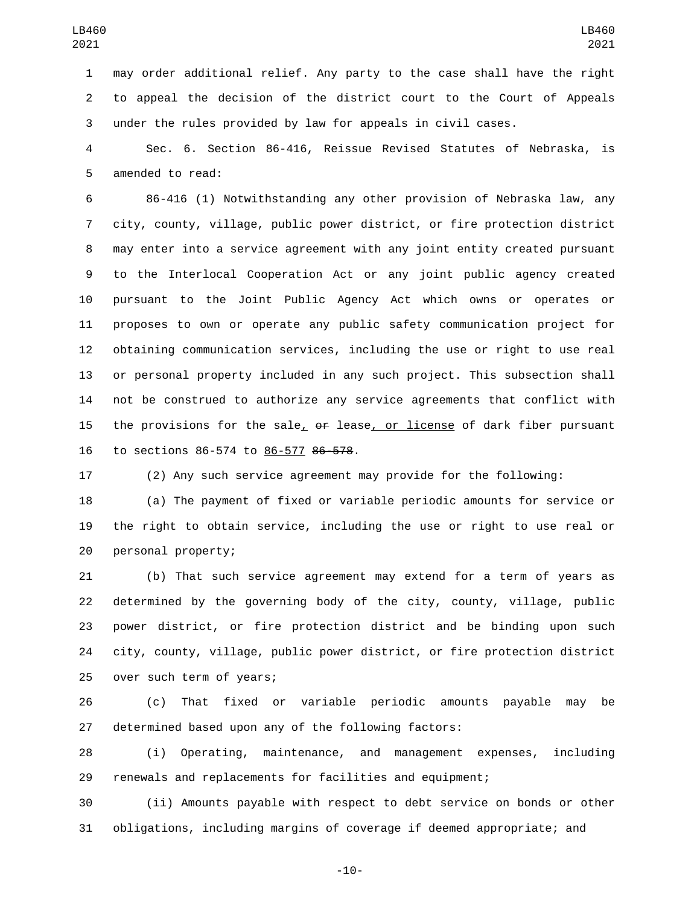may order additional relief. Any party to the case shall have the right to appeal the decision of the district court to the Court of Appeals under the rules provided by law for appeals in civil cases.

Sec. 6. Section 86-416, Reissue Revised Statutes of Nebraska, is amended to read:

86-416 (1) Notwithstanding any other provision of Nebraska law, any city, county, village, public power district, or fire protection district may enter into a service agreement with any joint entity created pursuant to the Interlocal Cooperation Act or any joint public agency created pursuant to the Joint Public Agency Act which owns or operates or proposes to own or operate any public safety communication project for obtaining communication services, including the use or right to use real or personal property included in any such project. This subsection shall not be construed to authorize any service agreements that conflict with the provisions for the sale, ~~or~~ lease, or license of dark fiber pursuant to sections 86-574 to 86-577 ~~86-578~~.

(2) Any such service agreement may provide for the following:

(a) The payment of fixed or variable periodic amounts for service or the right to obtain service, including the use or right to use real or personal property;

(b) That such service agreement may extend for a term of years as determined by the governing body of the city, county, village, public power district, or fire protection district and be binding upon such city, county, village, public power district, or fire protection district over such term of years;

(c) That fixed or variable periodic amounts payable may be determined based upon any of the following factors:

(i) Operating, maintenance, and management expenses, including renewals and replacements for facilities and equipment;

(ii) Amounts payable with respect to debt service on bonds or other obligations, including margins of coverage if deemed appropriate; and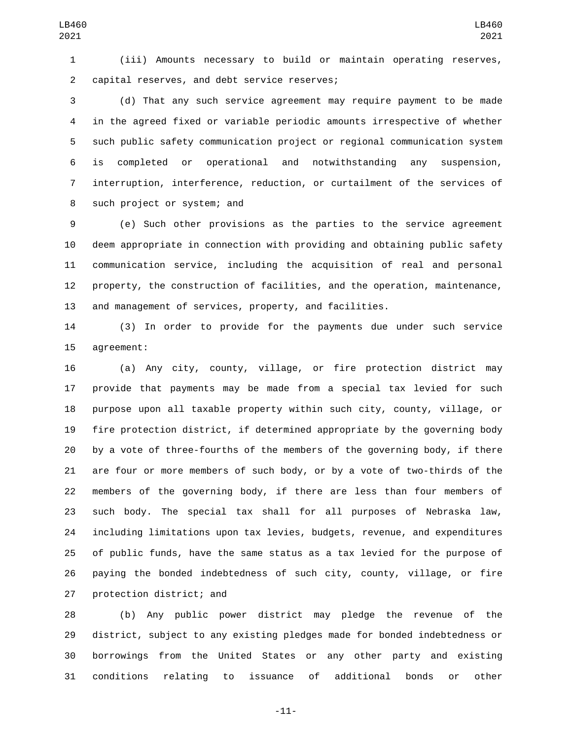(iii) Amounts necessary to build or maintain operating reserves, capital reserves, and debt service reserves;

(d) That any such service agreement may require payment to be made in the agreed fixed or variable periodic amounts irrespective of whether such public safety communication project or regional communication system is completed or operational and notwithstanding any suspension, interruption, interference, reduction, or curtailment of the services of such project or system; and

(e) Such other provisions as the parties to the service agreement deem appropriate in connection with providing and obtaining public safety communication service, including the acquisition of real and personal property, the construction of facilities, and the operation, maintenance, and management of services, property, and facilities.

(3) In order to provide for the payments due under such service agreement:

(a) Any city, county, village, or fire protection district may provide that payments may be made from a special tax levied for such purpose upon all taxable property within such city, county, village, or fire protection district, if determined appropriate by the governing body by a vote of three-fourths of the members of the governing body, if there are four or more members of such body, or by a vote of two-thirds of the members of the governing body, if there are less than four members of such body. The special tax shall for all purposes of Nebraska law, including limitations upon tax levies, budgets, revenue, and expenditures of public funds, have the same status as a tax levied for the purpose of paying the bonded indebtedness of such city, county, village, or fire protection district; and

(b) Any public power district may pledge the revenue of the district, subject to any existing pledges made for bonded indebtedness or borrowings from the United States or any other party and existing conditions relating to issuance of additional bonds or other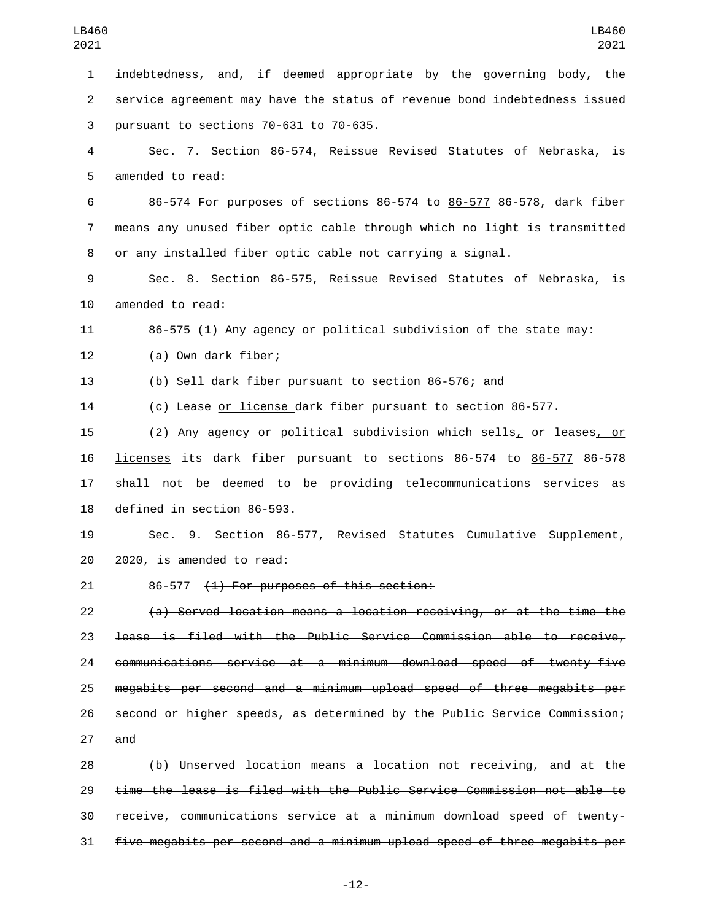indebtedness, and, if deemed appropriate by the governing body, the service agreement may have the status of revenue bond indebtedness issued pursuant to sections 70-631 to 70-635.

Sec. 7. Section 86-574, Reissue Revised Statutes of Nebraska, is amended to read:

86-574 For purposes of sections 86-574 to <u>86-577</u> ~~86-578~~, dark fiber means any unused fiber optic cable through which no light is transmitted or any installed fiber optic cable not carrying a signal.

Sec. 8. Section 86-575, Reissue Revised Statutes of Nebraska, is amended to read:

86-575 (1) Any agency or political subdivision of the state may:

(a) Own dark fiber;

(b) Sell dark fiber pursuant to section 86-576; and

(c) Lease <u>or license</u> dark fiber pursuant to section 86-577.

(2) Any agency or political subdivision which sells<u>,</u> ~~or~~ leases<u>, or licenses</u> its dark fiber pursuant to sections 86-574 to <u>86-577</u> ~~86-578~~ shall not be deemed to be providing telecommunications services as defined in section 86-593.

Sec. 9. Section 86-577, Revised Statutes Cumulative Supplement, 2020, is amended to read:

86-577 ~~(1) For purposes of this section:~~

~~(a) Served location means a location receiving, or at the time the lease is filed with the Public Service Commission able to receive, communications service at a minimum download speed of twenty-five megabits per second and a minimum upload speed of three megabits per second or higher speeds, as determined by the Public Service Commission; and~~

~~(b) Unserved location means a location not receiving, and at the time the lease is filed with the Public Service Commission not able to receive, communications service at a minimum download speed of twenty-five megabits per second and a minimum upload speed of three megabits per~~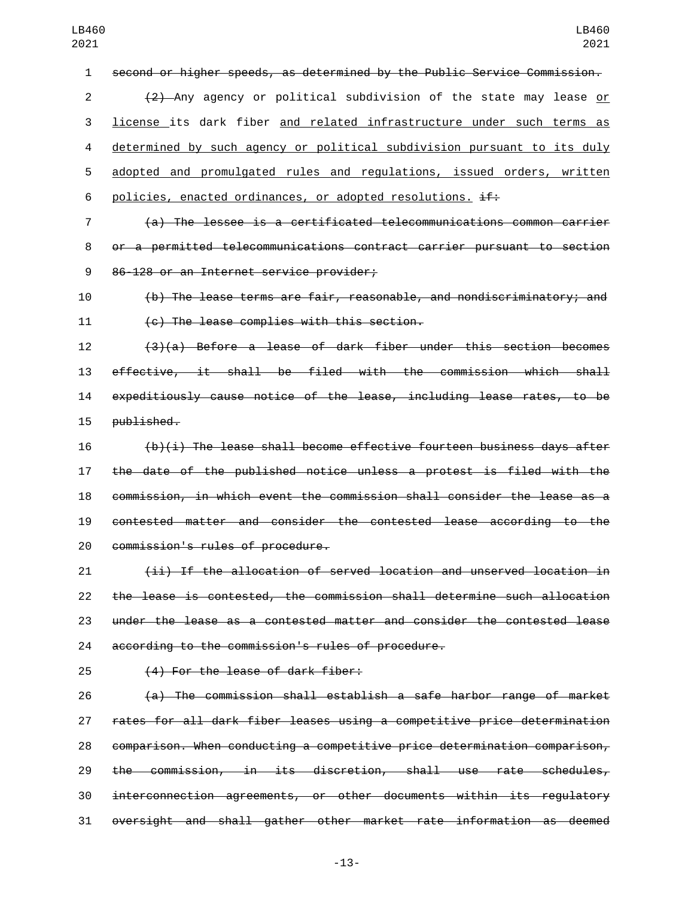~~second or higher speeds, as determined by the Public Service Commission.~~

~~(2)~~ Any agency or political subdivision of the state may lease <u>or license</u> its dark fiber <u>and related infrastructure under such terms as determined by such agency or political subdivision pursuant to its duly adopted and promulgated rules and regulations, issued orders, written policies, enacted ordinances, or adopted resolutions.</u> ~~if:~~

~~(a) The lessee is a certificated telecommunications common carrier or a permitted telecommunications contract carrier pursuant to section 86-128 or an Internet service provider;~~

~~(b) The lease terms are fair, reasonable, and nondiscriminatory; and~~

~~(c) The lease complies with this section.~~

~~(3)(a) Before a lease of dark fiber under this section becomes effective, it shall be filed with the commission which shall expeditiously cause notice of the lease, including lease rates, to be published.~~

~~(b)(i) The lease shall become effective fourteen business days after the date of the published notice unless a protest is filed with the commission, in which event the commission shall consider the lease as a contested matter and consider the contested lease according to the commission's rules of procedure.~~

~~(ii) If the allocation of served location and unserved location in the lease is contested, the commission shall determine such allocation under the lease as a contested matter and consider the contested lease according to the commission's rules of procedure.~~

~~(4) For the lease of dark fiber:~~

~~(a) The commission shall establish a safe harbor range of market rates for all dark fiber leases using a competitive price determination comparison. When conducting a competitive price determination comparison, the commission, in its discretion, shall use rate schedules, interconnection agreements, or other documents within its regulatory oversight and shall gather other market rate information as deemed~~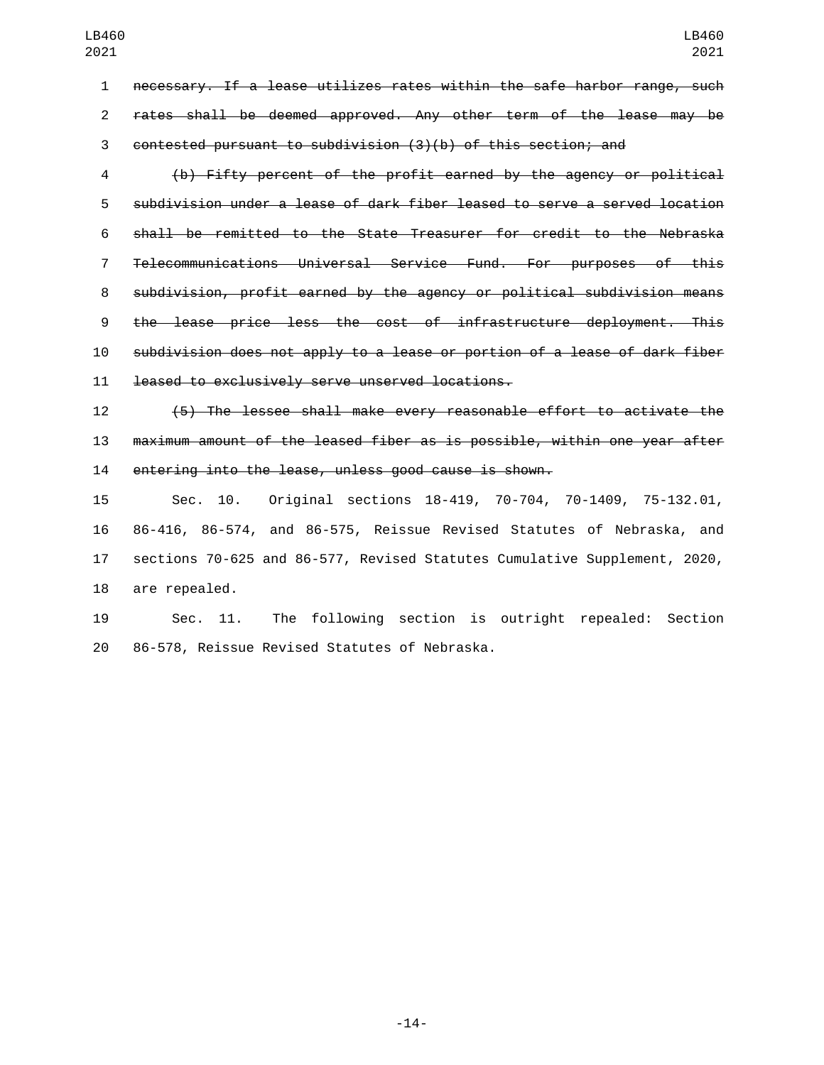~~necessary. If a lease utilizes rates within the safe harbor range, such rates shall be deemed approved. Any other term of the lease may be contested pursuant to subdivision (3)(b) of this section; and~~

~~(b) Fifty percent of the profit earned by the agency or political subdivision under a lease of dark fiber leased to serve a served location shall be remitted to the State Treasurer for credit to the Nebraska Telecommunications Universal Service Fund. For purposes of this subdivision, profit earned by the agency or political subdivision means the lease price less the cost of infrastructure deployment. This subdivision does not apply to a lease or portion of a lease of dark fiber leased to exclusively serve unserved locations.~~

~~(5) The lessee shall make every reasonable effort to activate the maximum amount of the leased fiber as is possible, within one year after entering into the lease, unless good cause is shown.~~

Sec. 10. Original sections 18-419, 70-704, 70-1409, 75-132.01, 86-416, 86-574, and 86-575, Reissue Revised Statutes of Nebraska, and sections 70-625 and 86-577, Revised Statutes Cumulative Supplement, 2020, are repealed.

Sec. 11. The following section is outright repealed: Section 86-578, Reissue Revised Statutes of Nebraska.